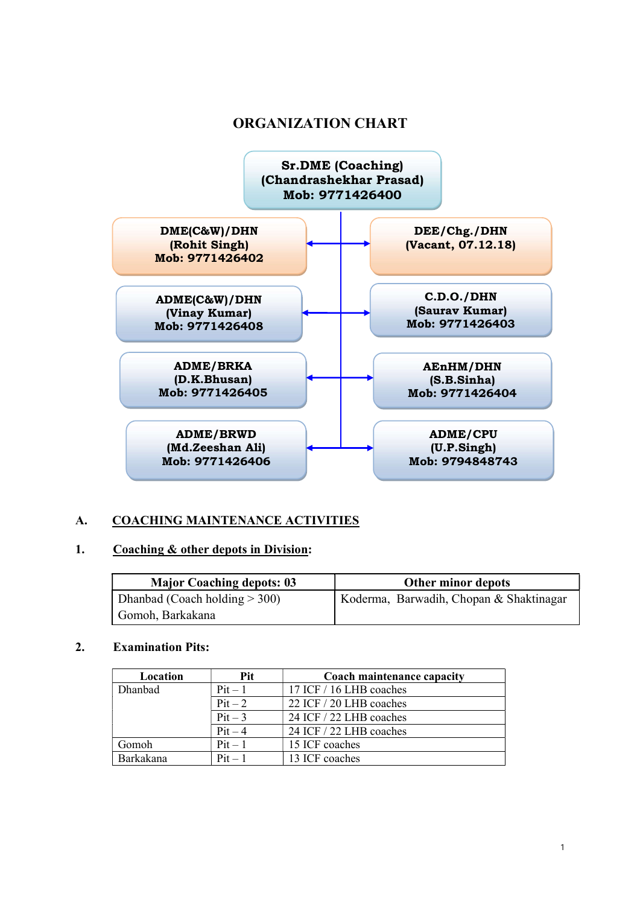# ORGANIZATION CHART

**Sr.DME (Coaching)**
**(Chandrashekhar Prasad)**
**Mob: 9771426400**

**DME(C&W)/DHN**
**(Rohit Singh)**
**Mob: 9771426402**

**DEE/Chg./DHN**
**(Vacant, 07.12.18)**

**ADME(C&W)/DHN**
**(Vinay Kumar)**
**Mob: 9771426408**

**C.D.O./DHN**
**(Saurav Kumar)**
**Mob: 9771426403**

**ADME/BRKA**
**(D.K.Bhusan)**
**Mob: 9771426405**

**AEnHM/DHN**
**(S.B.Sinha)**
**Mob: 9771426404**

**ADME/BRWD**
**(Md.Zeeshan Ali)**
**Mob: 9771426406**

**ADME/CPU**
**(U.P.Singh)**
**Mob: 9794848743**

## A. COACHING MAINTENANCE ACTIVITIES

### 1. Coaching & other depots in Division:

| Major Coaching depots: 03 | Other minor depots |
|---|---|
| Dhanbad (Coach holding > 300)<br>Gomoh, Barkakana | Koderma, Barwadih, Chopan & Shaktinagar |

### 2. Examination Pits:

| Location | Pit | Coach maintenance capacity |
|---|---|---|
| Dhanbad | Pit – 1 | 17 ICF / 16 LHB coaches |
| | Pit – 2 | 22 ICF / 20 LHB coaches |
| | Pit – 3 | 24 ICF / 22 LHB coaches |
| | Pit – 4 | 24 ICF / 22 LHB coaches |
| Gomoh | Pit – 1 | 15 ICF coaches |
| Barkakana | Pit – 1 | 13 ICF coaches |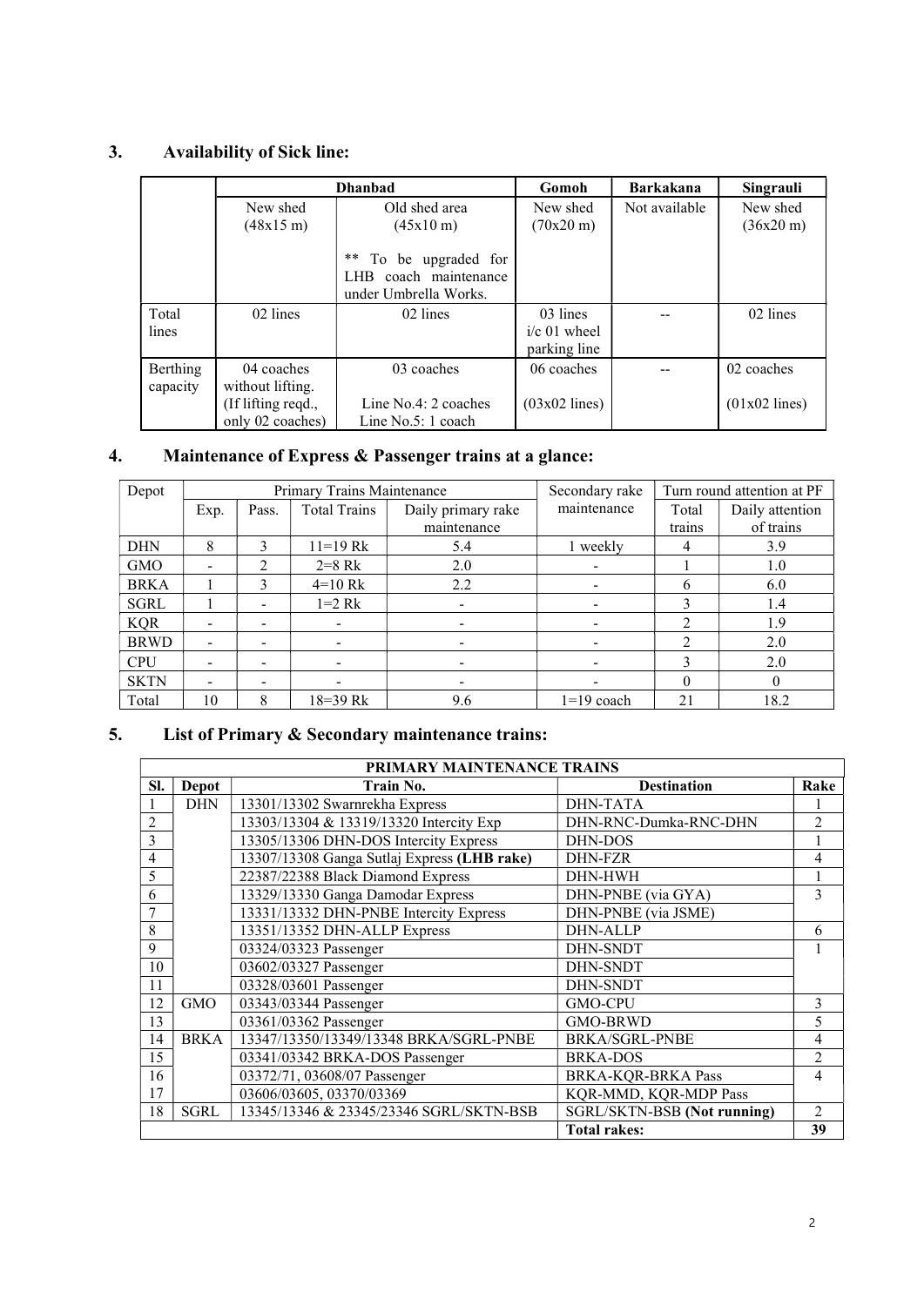## 3. Availability of Sick line:

| | Dhanbad | | Gomoh | Barkakana | Singrauli |
|---|---|---|---|---|---|
| | New shed (48x15 m) | Old shed area (45x10 m)<br><br>** To be upgraded for LHB coach maintenance under Umbrella Works. | New shed (70x20 m) | Not available | New shed (36x20 m) |
| Total lines | 02 lines | 02 lines | 03 lines i/c 01 wheel parking line | -- | 02 lines |
| Berthing capacity | 04 coaches without lifting. (If lifting reqd., only 02 coaches) | 03 coaches<br><br>Line No.4: 2 coaches<br>Line No.5: 1 coach | 06 coaches<br><br>(03x02 lines) | -- | 02 coaches<br><br>(01x02 lines) |

## 4. Maintenance of Express & Passenger trains at a glance:

| Depot | Primary Trains Maintenance | | | | Secondary rake maintenance | Turn round attention at PF | |
|---|---|---|---|---|---|---|---|
| | Exp. | Pass. | Total Trains | Daily primary rake maintenance | | Total trains | Daily attention of trains |
| DHN | 8 | 3 | 11=19 Rk | 5.4 | 1 weekly | 4 | 3.9 |
| GMO | - | 2 | 2=8 Rk | 2.0 | - | 1 | 1.0 |
| BRKA | 1 | 3 | 4=10 Rk | 2.2 | - | 6 | 6.0 |
| SGRL | 1 | - | 1=2 Rk | - | - | 3 | 1.4 |
| KQR | - | - | - | - | - | 2 | 1.9 |
| BRWD | - | - | - | - | - | 2 | 2.0 |
| CPU | - | - | - | - | - | 3 | 2.0 |
| SKTN | - | - | - | - | - | 0 | 0 |
| Total | 10 | 8 | 18=39 Rk | 9.6 | 1=19 coach | 21 | 18.2 |

## 5. List of Primary & Secondary maintenance trains:

| PRIMARY MAINTENANCE TRAINS | | | | |
|---|---|---|---|---|
| **Sl.** | **Depot** | **Train No.** | **Destination** | **Rake** |
| 1 | DHN | 13301/13302 Swarnrekha Express | DHN-TATA | 1 |
| 2 | | 13303/13304 & 13319/13320 Intercity Exp | DHN-RNC-Dumka-RNC-DHN | 2 |
| 3 | | 13305/13306 DHN-DOS Intercity Express | DHN-DOS | 1 |
| 4 | | 13307/13308 Ganga Sutlaj Express **(LHB rake)** | DHN-FZR | 4 |
| 5 | | 22387/22388 Black Diamond Express | DHN-HWH | 1 |
| 6 | | 13329/13330 Ganga Damodar Express | DHN-PNBE (via GYA) | 3 |
| 7 | | 13331/13332 DHN-PNBE Intercity Express | DHN-PNBE (via JSME) | |
| 8 | | 13351/13352 DHN-ALLP Express | DHN-ALLP | 6 |
| 9 | | 03324/03323 Passenger | DHN-SNDT | 1 |
| 10 | | 03602/03327 Passenger | DHN-SNDT | |
| 11 | | 03328/03601 Passenger | DHN-SNDT | |
| 12 | GMO | 03343/03344 Passenger | GMO-CPU | 3 |
| 13 | | 03361/03362 Passenger | GMO-BRWD | 5 |
| 14 | BRKA | 13347/13350/13349/13348 BRKA/SGRL-PNBE | BRKA/SGRL-PNBE | 4 |
| 15 | | 03341/03342 BRKA-DOS Passenger | BRKA-DOS | 2 |
| 16 | | 03372/71, 03608/07 Passenger | BRKA-KQR-BRKA Pass | 4 |
| 17 | | 03606/03605, 03370/03369 | KQR-MMD, KQR-MDP Pass | |
| 18 | SGRL | 13345/13346 & 23345/23346 SGRL/SKTN-BSB | SGRL/SKTN-BSB **(Not running)** | 2 |
| | | | **Total rakes:** | **39** |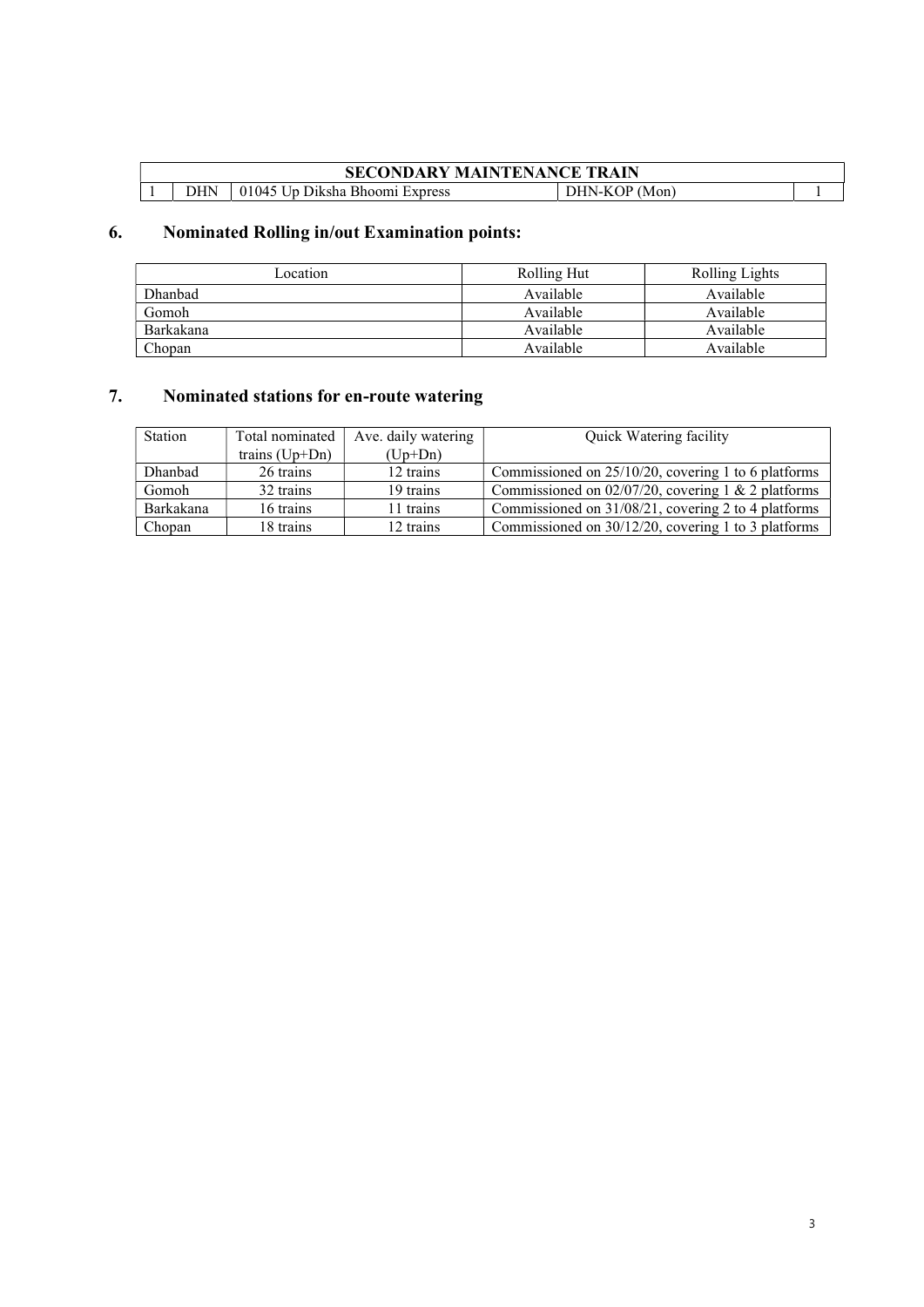| SECONDARY MAINTENANCE TRAIN | | | | |
|---|---|---|---|---|
| 1 | DHN | 01045 Up Diksha Bhoomi Express | DHN-KOP (Mon) | 1 |

## 6. Nominated Rolling in/out Examination points:

| Location | Rolling Hut | Rolling Lights |
|---|---|---|
| Dhanbad | Available | Available |
| Gomoh | Available | Available |
| Barkakana | Available | Available |
| Chopan | Available | Available |

## 7. Nominated stations for en-route watering

| Station | Total nominated trains (Up+Dn) | Ave. daily watering (Up+Dn) | Quick Watering facility |
|---|---|---|---|
| Dhanbad | 26 trains | 12 trains | Commissioned on 25/10/20, covering 1 to 6 platforms |
| Gomoh | 32 trains | 19 trains | Commissioned on 02/07/20, covering 1 & 2 platforms |
| Barkakana | 16 trains | 11 trains | Commissioned on 31/08/21, covering 2 to 4 platforms |
| Chopan | 18 trains | 12 trains | Commissioned on 30/12/20, covering 1 to 3 platforms |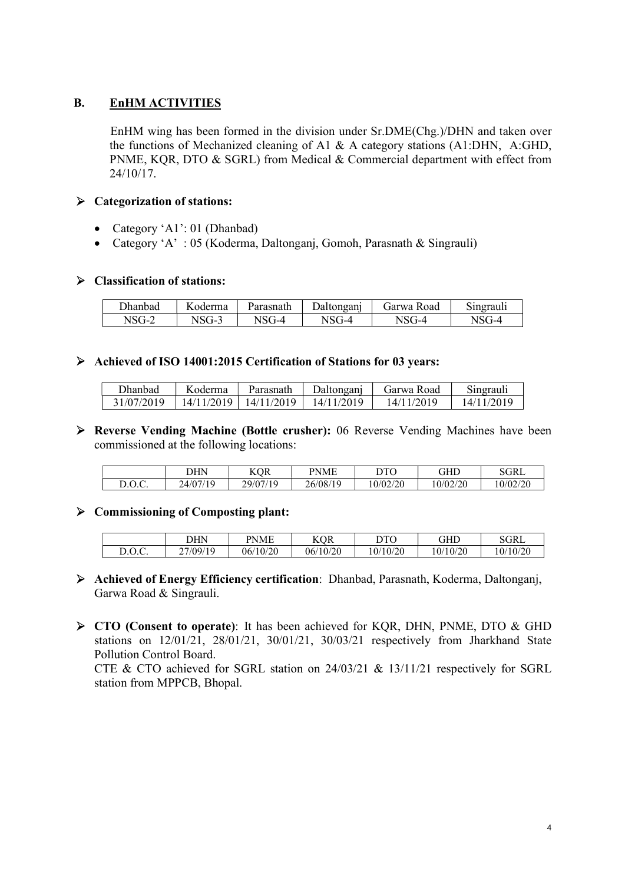## B. EnHM ACTIVITIES

EnHM wing has been formed in the division under Sr.DME(Chg.)/DHN and taken over the functions of Mechanized cleaning of A1 & A category stations (A1:DHN, A:GHD, PNME, KQR, DTO & SGRL) from Medical & Commercial department with effect from 24/10/17.

- **Categorization of stations:**
  - Category 'A1': 01 (Dhanbad)
  - Category 'A' : 05 (Koderma, Daltonganj, Gomoh, Parasnath & Singrauli)

- **Classification of stations:**

| Dhanbad | Koderma | Parasnath | Daltonganj | Garwa Road | Singrauli |
|---|---|---|---|---|---|
| NSG-2 | NSG-3 | NSG-4 | NSG-4 | NSG-4 | NSG-4 |

- **Achieved of ISO 14001:2015 Certification of Stations for 03 years:**

| Dhanbad | Koderma | Parasnath | Daltonganj | Garwa Road | Singrauli |
|---|---|---|---|---|---|
| 31/07/2019 | 14/11/2019 | 14/11/2019 | 14/11/2019 | 14/11/2019 | 14/11/2019 |

- **Reverse Vending Machine (Bottle crusher):** 06 Reverse Vending Machines have been commissioned at the following locations:

| | DHN | KQR | PNME | DTO | GHD | SGRL |
|---|---|---|---|---|---|---|
| D.O.C. | 24/07/19 | 29/07/19 | 26/08/19 | 10/02/20 | 10/02/20 | 10/02/20 |

- **Commissioning of Composting plant:**

| | DHN | PNME | KQR | DTO | GHD | SGRL |
|---|---|---|---|---|---|---|
| D.O.C. | 27/09/19 | 06/10/20 | 06/10/20 | 10/10/20 | 10/10/20 | 10/10/20 |

- **Achieved of Energy Efficiency certification**: Dhanbad, Parasnath, Koderma, Daltonganj, Garwa Road & Singrauli.

- **CTO (Consent to operate)**: It has been achieved for KQR, DHN, PNME, DTO & GHD stations on 12/01/21, 28/01/21, 30/01/21, 30/03/21 respectively from Jharkhand State Pollution Control Board.

  CTE & CTO achieved for SGRL station on 24/03/21 & 13/11/21 respectively for SGRL station from MPPCB, Bhopal.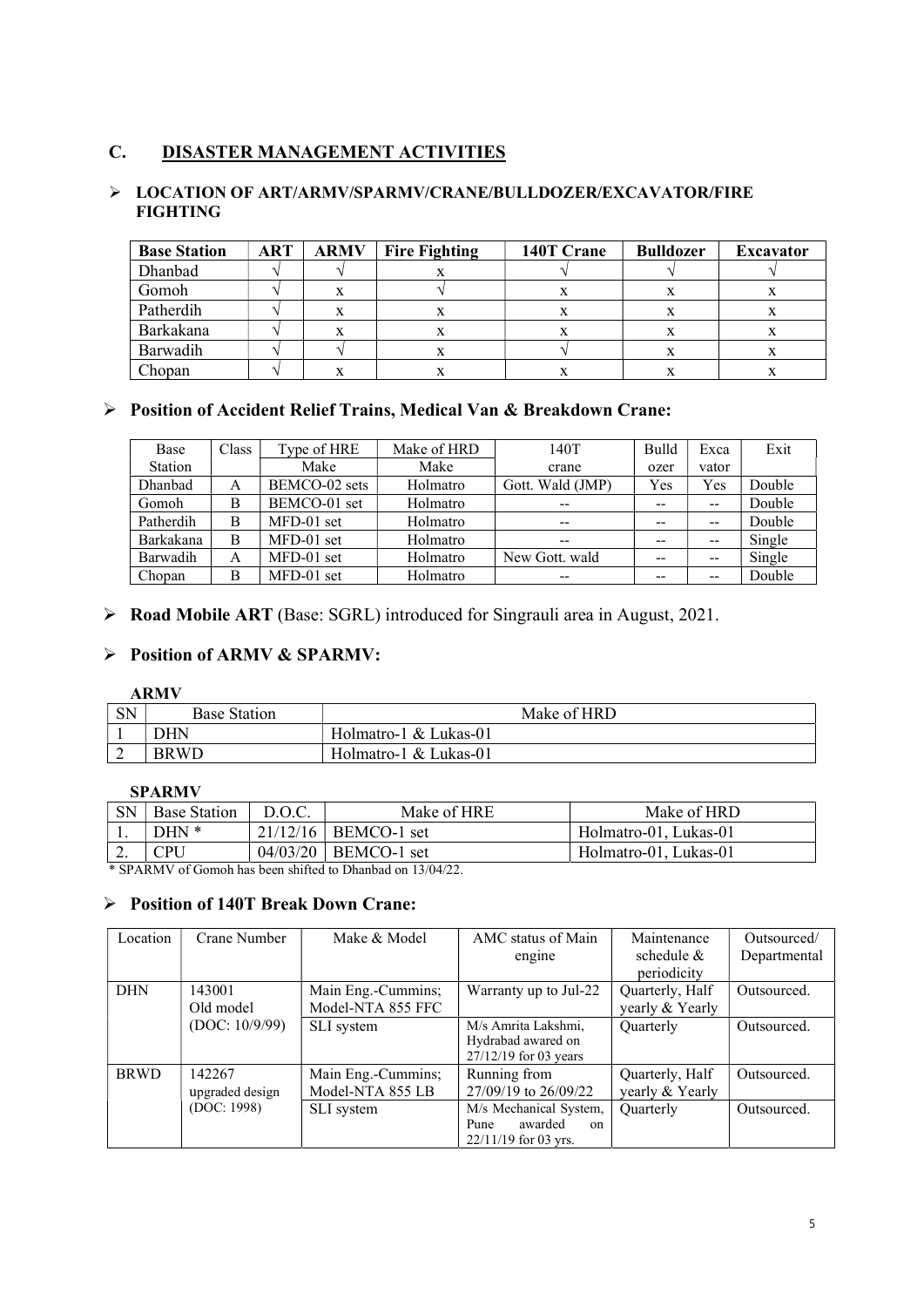## C. DISASTER MANAGEMENT ACTIVITIES

- **LOCATION OF ART/ARMV/SPARMV/CRANE/BULLDOZER/EXCAVATOR/FIRE FIGHTING**

| Base Station | ART | ARMV | Fire Fighting | 140T Crane | Bulldozer | Excavator |
|---|---|---|---|---|---|---|
| Dhanbad | √ | √ | x | √ | √ | √ |
| Gomoh | √ | x | √ | x | x | x |
| Patherdih | √ | x | x | x | x | x |
| Barkakana | √ | x | x | x | x | x |
| Barwadih | √ | √ | x | √ | x | x |
| Chopan | √ | x | x | x | x | x |

- **Position of Accident Relief Trains, Medical Van & Breakdown Crane:**

| Base Station | Class | Type of HRE | Make of HRD Make | 140T crane | Bulldozer | Excavator | Exit |
|---|---|---|---|---|---|---|---|
| Dhanbad | A | BEMCO-02 sets | Holmatro | Gott. Wald (JMP) | Yes | Yes | Double |
| Gomoh | B | BEMCO-01 set | Holmatro | -- | -- | -- | Double |
| Patherdih | B | MFD-01 set | Holmatro | -- | -- | -- | Double |
| Barkakana | B | MFD-01 set | Holmatro | -- | -- | -- | Single |
| Barwadih | A | MFD-01 set | Holmatro | New Gott. wald | -- | -- | Single |
| Chopan | B | MFD-01 set | Holmatro | -- | -- | -- | Double |

- **Road Mobile ART** (Base: SGRL) introduced for Singrauli area in August, 2021.

- **Position of ARMV & SPARMV:**

**ARMV**

| SN | Base Station | Make of HRD |
|---|---|---|
| 1 | DHN | Holmatro-1 & Lukas-01 |
| 2 | BRWD | Holmatro-1 & Lukas-01 |

**SPARMV**

| SN | Base Station | D.O.C. | Make of HRE | Make of HRD |
|---|---|---|---|---|
| 1. | DHN * | 21/12/16 | BEMCO-1 set | Holmatro-01, Lukas-01 |
| 2. | CPU | 04/03/20 | BEMCO-1 set | Holmatro-01, Lukas-01 |

\* SPARMV of Gomoh has been shifted to Dhanbad on 13/04/22.

- **Position of 140T Break Down Crane:**

| Location | Crane Number | Make & Model | AMC status of Main engine | Maintenance schedule & periodicity | Outsourced/ Departmental |
|---|---|---|---|---|---|
| DHN | 143001 Old model (DOC: 10/9/99) | Main Eng.-Cummins; Model-NTA 855 FFC | Warranty up to Jul-22 | Quarterly, Half yearly & Yearly | Outsourced. |
| | | SLI system | M/s Amrita Lakshmi, Hydrabad awared on 27/12/19 for 03 years | Quarterly | Outsourced. |
| BRWD | 142267 upgraded design (DOC: 1998) | Main Eng.-Cummins; Model-NTA 855 LB | Running from 27/09/19 to 26/09/22 | Quarterly, Half yearly & Yearly | Outsourced. |
| | | SLI system | M/s Mechanical System, Pune awarded on 22/11/19 for 03 yrs. | Quarterly | Outsourced. |